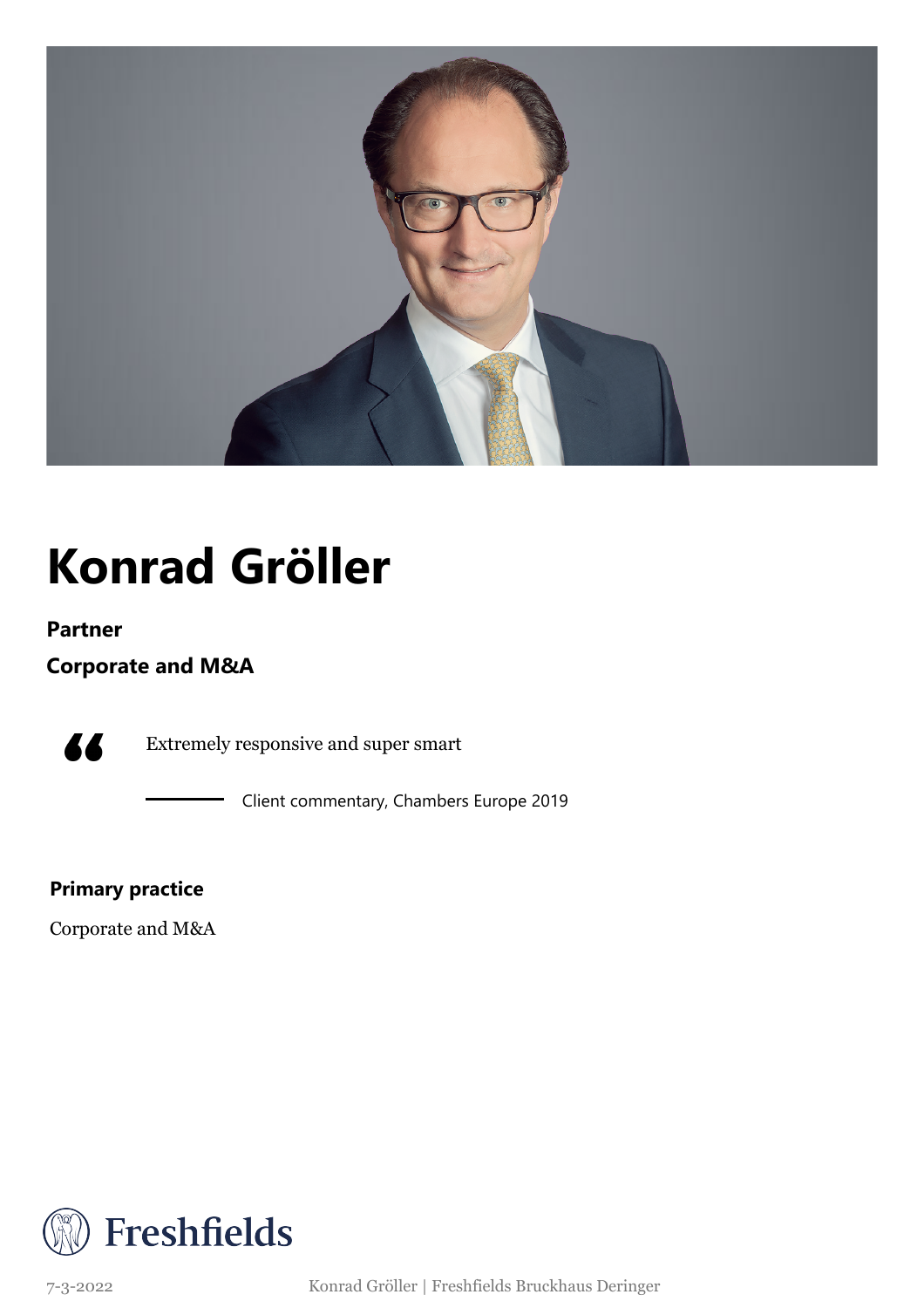# Konrad Gröller

**Partner**

**Corporate and M&A**

> Extremely responsive and super smart
>
> Client commentary, Chambers Europe 2019

**Primary practice**

Corporate and M&A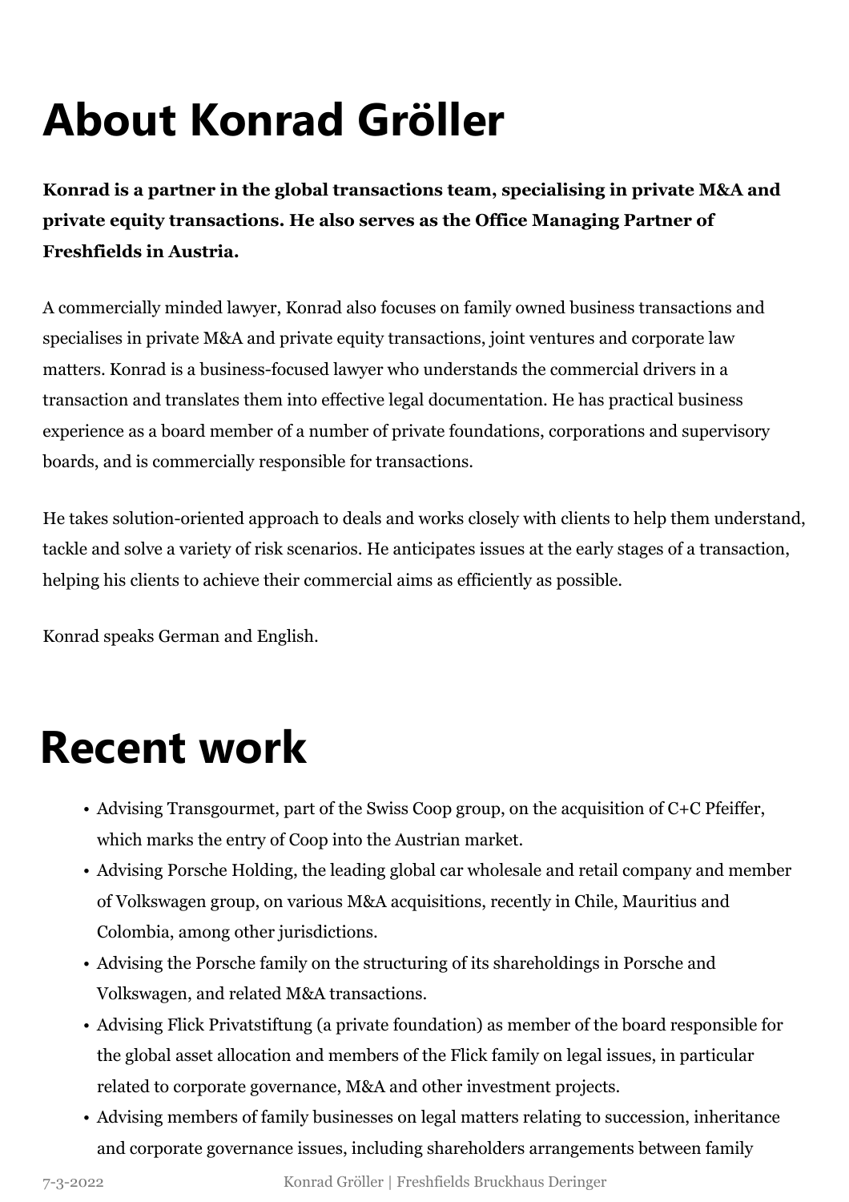# About Konrad Gröller

**Konrad is a partner in the global transactions team, specialising in private M&A and private equity transactions. He also serves as the Office Managing Partner of Freshfields in Austria.**

A commercially minded lawyer, Konrad also focuses on family owned business transactions and specialises in private M&A and private equity transactions, joint ventures and corporate law matters. Konrad is a business-focused lawyer who understands the commercial drivers in a transaction and translates them into effective legal documentation. He has practical business experience as a board member of a number of private foundations, corporations and supervisory boards, and is commercially responsible for transactions.

He takes solution-oriented approach to deals and works closely with clients to help them understand, tackle and solve a variety of risk scenarios. He anticipates issues at the early stages of a transaction, helping his clients to achieve their commercial aims as efficiently as possible.

Konrad speaks German and English.

# Recent work

- Advising Transgourmet, part of the Swiss Coop group, on the acquisition of C+C Pfeiffer, which marks the entry of Coop into the Austrian market.
- Advising Porsche Holding, the leading global car wholesale and retail company and member of Volkswagen group, on various M&A acquisitions, recently in Chile, Mauritius and Colombia, among other jurisdictions.
- Advising the Porsche family on the structuring of its shareholdings in Porsche and Volkswagen, and related M&A transactions.
- Advising Flick Privatstiftung (a private foundation) as member of the board responsible for the global asset allocation and members of the Flick family on legal issues, in particular related to corporate governance, M&A and other investment projects.
- Advising members of family businesses on legal matters relating to succession, inheritance and corporate governance issues, including shareholders arrangements between family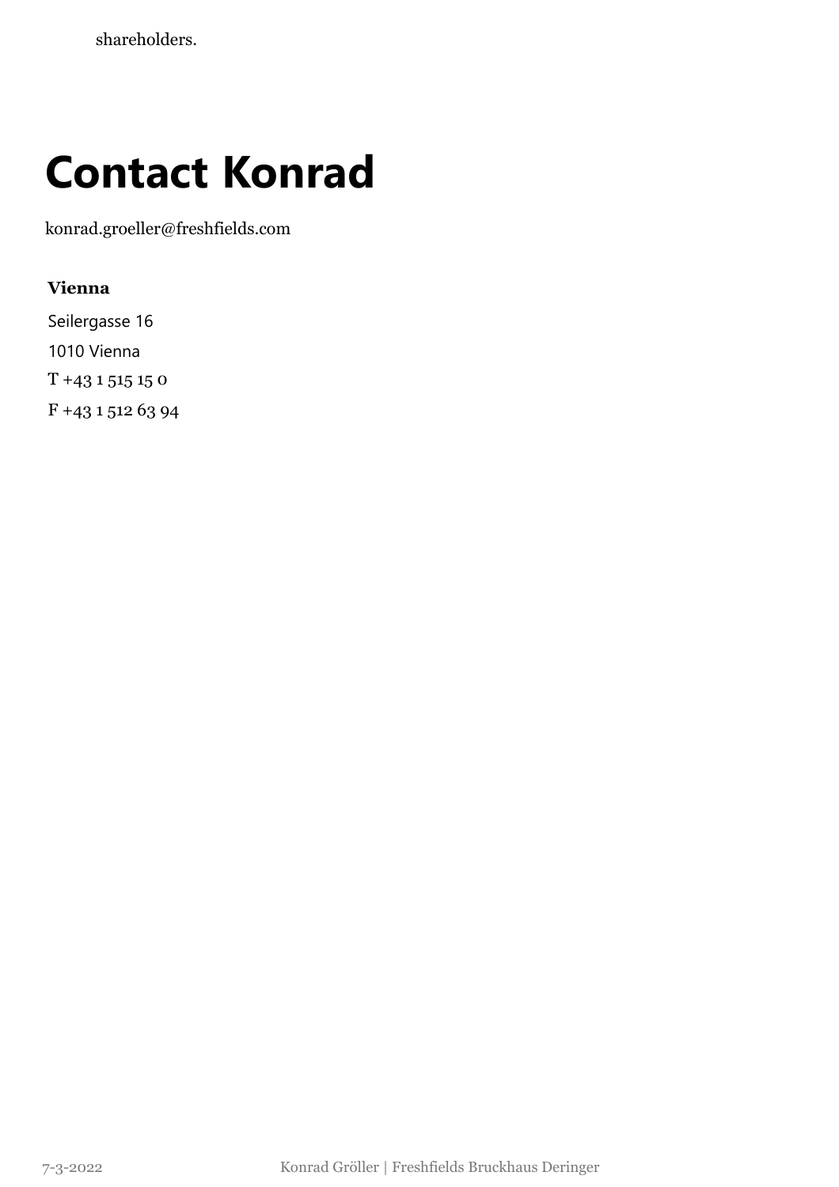shareholders.

# Contact Konrad

konrad.groeller@freshfields.com

**Vienna**

Seilergasse 16

1010 Vienna

T +43 1 515 15 0

F +43 1 512 63 94